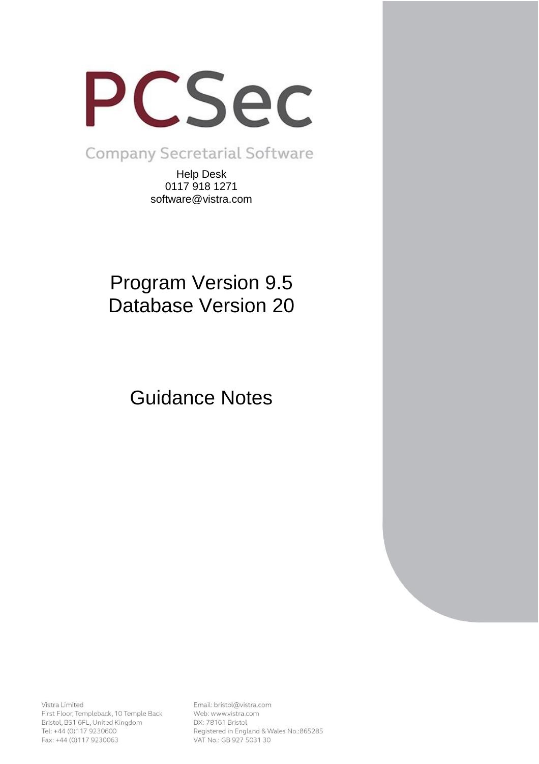# PCSec

Company Secretarial Software

Help Desk
0117 918 1271
software@vistra.com

## Program Version 9.5
## Database Version 20

## Guidance Notes

Vistra Limited
First Floor, Templeback, 10 Temple Back
Bristol, BS1 6FL, United Kingdom
Tel: +44 (0)117 9230600
Fax: +44 (0)117 9230063

Email: bristol@vistra.com
Web: www.vistra.com
DX: 78161 Bristol
Registered in England & Wales No.:865285
VAT No.: GB 927 5031 30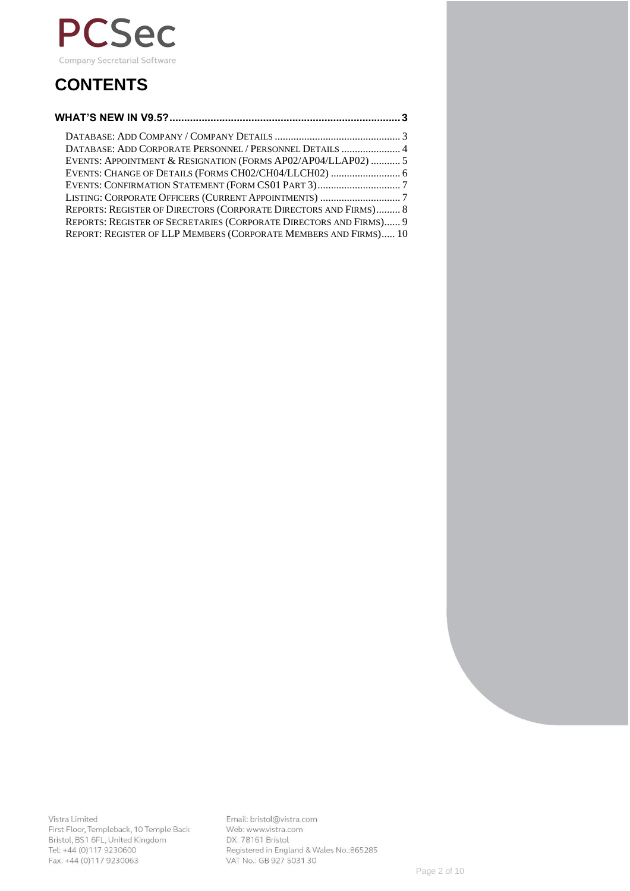PCSec

Company Secretarial Software

# CONTENTS

**WHAT'S NEW IN V9.5? .......... 3**

- DATABASE: ADD COMPANY / COMPANY DETAILS .......... 3
- DATABASE: ADD CORPORATE PERSONNEL / PERSONNEL DETAILS .......... 4
- EVENTS: APPOINTMENT & RESIGNATION (FORMS AP02/AP04/LLAP02) .......... 5
- EVENTS: CHANGE OF DETAILS (FORMS CH02/CH04/LLCH02) .......... 6
- EVENTS: CONFIRMATION STATEMENT (FORM CS01 PART 3) .......... 7
- LISTING: CORPORATE OFFICERS (CURRENT APPOINTMENTS) .......... 7
- REPORTS: REGISTER OF DIRECTORS (CORPORATE DIRECTORS AND FIRMS) .......... 8
- REPORTS: REGISTER OF SECRETARIES (CORPORATE DIRECTORS AND FIRMS) .......... 9
- REPORT: REGISTER OF LLP MEMBERS (CORPORATE MEMBERS AND FIRMS) .......... 10

Vistra Limited
First Floor, Templeback, 10 Temple Back
Bristol, BS1 6FL, United Kingdom
Tel: +44 (0)117 9230600
Fax: +44 (0)117 9230063

Email: bristol@vistra.com
Web: www.vistra.com
DX: 78161 Bristol
Registered in England & Wales No.:865285
VAT No.: GB 927 5031 30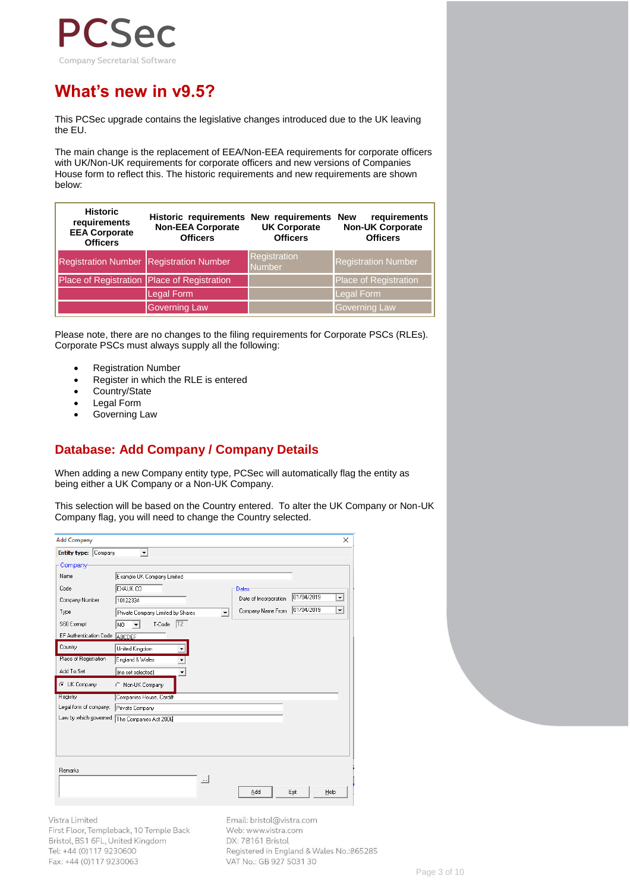# What's new in v9.5?

This PCSec upgrade contains the legislative changes introduced due to the UK leaving the EU.

The main change is the replacement of EEA/Non-EEA requirements for corporate officers with UK/Non-UK requirements for corporate officers and new versions of Companies House form to reflect this. The historic requirements and new requirements are shown below:

| Historic requirements EEA Corporate Officers | Historic requirements Non-EEA Corporate Officers | New requirements UK Corporate Officers | New requirements Non-UK Corporate Officers |
|---|---|---|---|
| Registration Number | Registration Number | Registration Number | Registration Number |
| Place of Registration | Place of Registration | | Place of Registration |
| | Legal Form | | Legal Form |
| | Governing Law | | Governing Law |

Please note, there are no changes to the filing requirements for Corporate PSCs (RLEs). Corporate PSCs must always supply all the following:

- Registration Number
- Register in which the RLE is entered
- Country/State
- Legal Form
- Governing Law

## Database: Add Company / Company Details

When adding a new Company entity type, PCSec will automatically flag the entity as being either a UK Company or a Non-UK Company.

This selection will be based on the Country entered. To alter the UK Company or Non-UK Company flag, you will need to change the Country selected.

Vistra Limited
First Floor, Templeback, 10 Temple Back
Bristol, BS1 6FL, United Kingdom
Tel: +44 (0)117 9230600
Fax: +44 (0)117 9230063

Email: bristol@vistra.com
Web: www.vistra.com
DX: 78161 Bristol
Registered in England & Wales No.:865285
VAT No.: GB 927 5031 30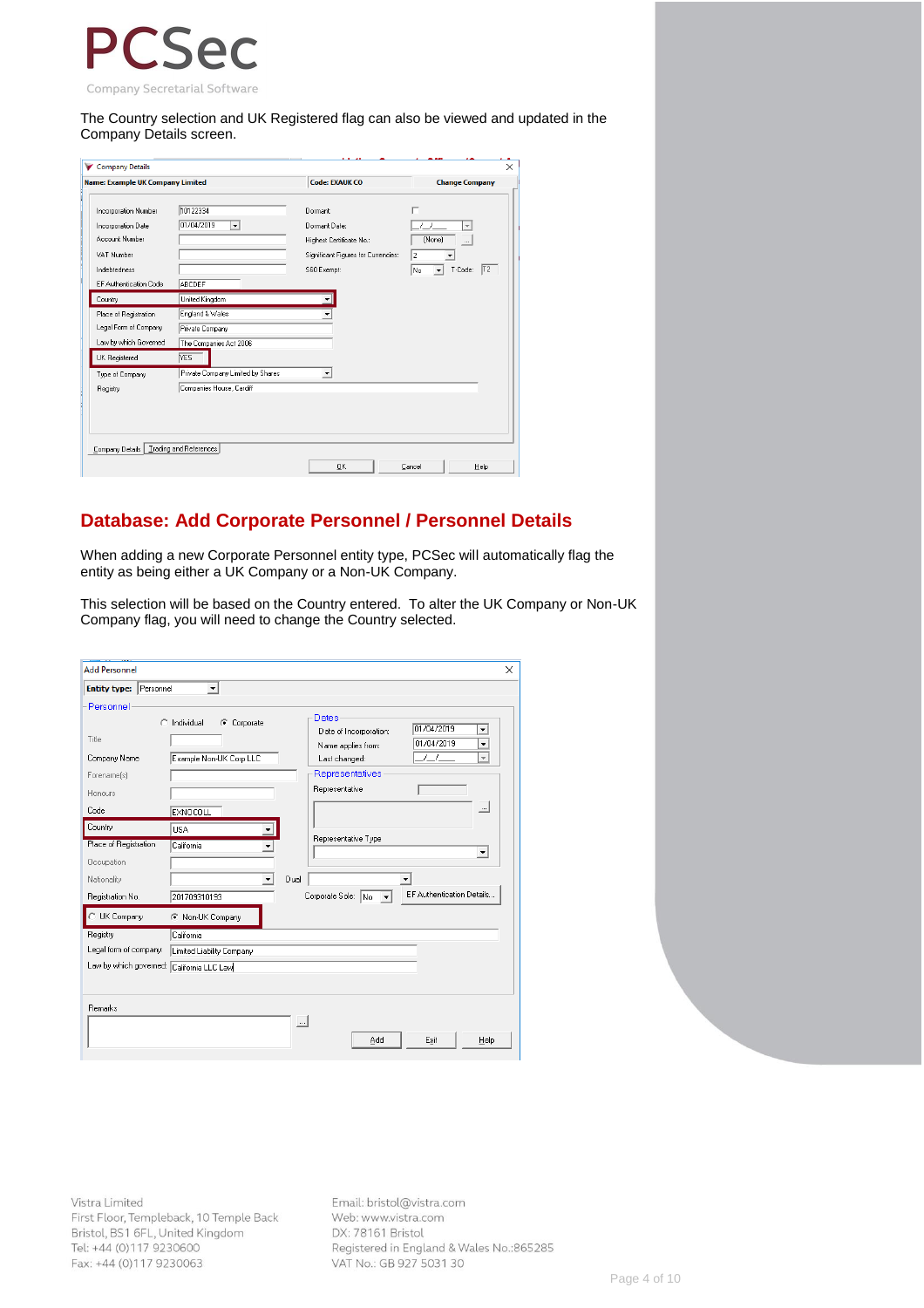The Country selection and UK Registered flag can also be viewed and updated in the Company Details screen.

## Database: Add Corporate Personnel / Personnel Details

When adding a new Corporate Personnel entity type, PCSec will automatically flag the entity as being either a UK Company or a Non-UK Company.

This selection will be based on the Country entered. To alter the UK Company or Non-UK Company flag, you will need to change the Country selected.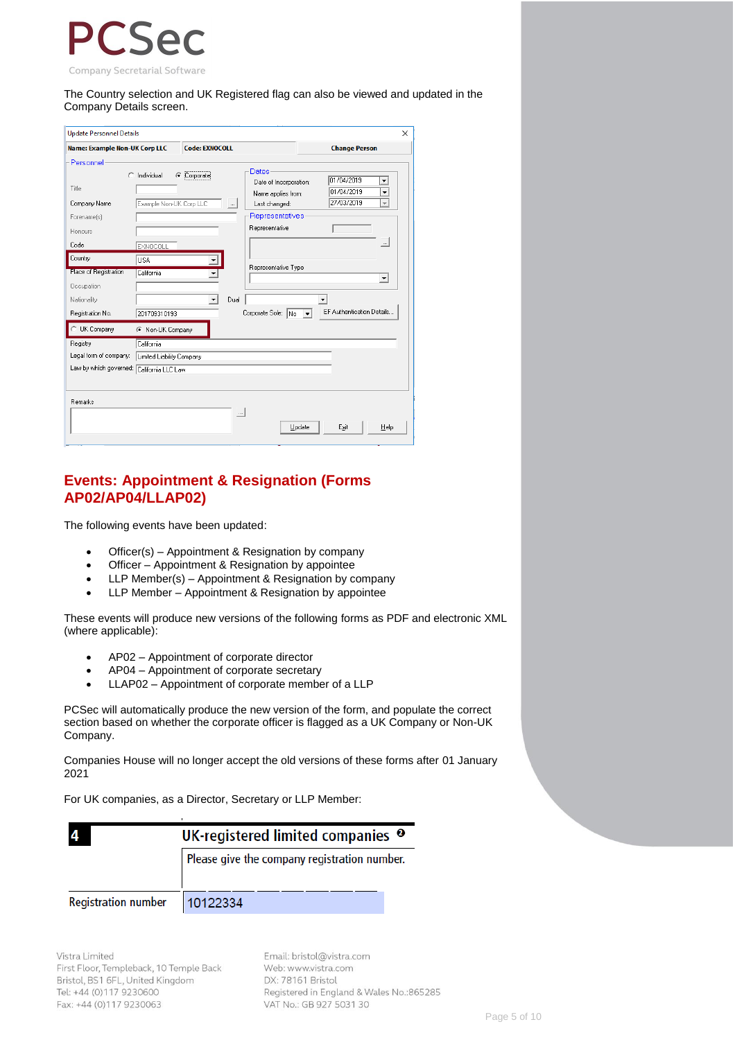The Country selection and UK Registered flag can also be viewed and updated in the Company Details screen.

## Events: Appointment & Resignation (Forms AP02/AP04/LLAP02)

The following events have been updated:

- Officer(s) – Appointment & Resignation by company
- Officer – Appointment & Resignation by appointee
- LLP Member(s) – Appointment & Resignation by company
- LLP Member – Appointment & Resignation by appointee

These events will produce new versions of the following forms as PDF and electronic XML (where applicable):

- AP02 – Appointment of corporate director
- AP04 – Appointment of corporate secretary
- LLAP02 – Appointment of corporate member of a LLP

PCSec will automatically produce the new version of the form, and populate the correct section based on whether the corporate officer is flagged as a UK Company or Non-UK Company.

Companies House will no longer accept the old versions of these forms after 01 January 2021

For UK companies, as a Director, Secretary or LLP Member:

Vistra Limited
First Floor, Templeback, 10 Temple Back
Bristol, BS1 6FL, United Kingdom
Tel: +44 (0)117 9230600
Fax: +44 (0)117 9230063

Email: bristol@vistra.com
Web: www.vistra.com
DX: 78161 Bristol
Registered in England & Wales No.:865285
VAT No.: GB 927 5031 30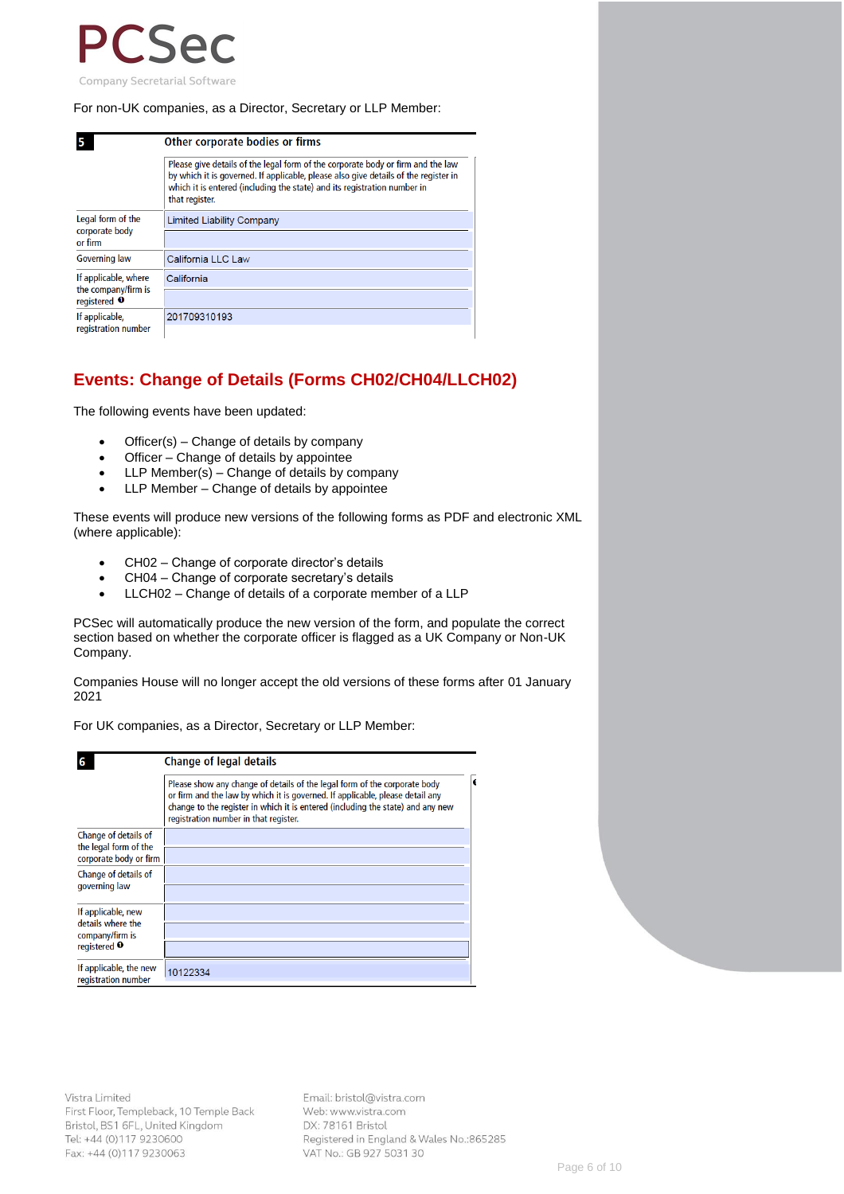PCSec

Company Secretarial Software

For non-UK companies, as a Director, Secretary or LLP Member:

| 5 | Other corporate bodies or firms |
|---|---|
| | Please give details of the legal form of the corporate body or firm and the law by which it is governed. If applicable, please also give details of the register in which it is entered (including the state) and its registration number in that register. |
| Legal form of the corporate body or firm | Limited Liability Company |
| Governing law | California LLC Law |
| If applicable, where the company/firm is registered | California |
| If applicable, registration number | 201709310193 |

## Events: Change of Details (Forms CH02/CH04/LLCH02)

The following events have been updated:

- Officer(s) – Change of details by company
- Officer – Change of details by appointee
- LLP Member(s) – Change of details by company
- LLP Member – Change of details by appointee

These events will produce new versions of the following forms as PDF and electronic XML (where applicable):

- CH02 – Change of corporate director's details
- CH04 – Change of corporate secretary's details
- LLCH02 – Change of details of a corporate member of a LLP

PCSec will automatically produce the new version of the form, and populate the correct section based on whether the corporate officer is flagged as a UK Company or Non-UK Company.

Companies House will no longer accept the old versions of these forms after 01 January 2021

For UK companies, as a Director, Secretary or LLP Member:

| 6 | Change of legal details |
|---|---|
| | Please show any change of details of the legal form of the corporate body or firm and the law by which it is governed. If applicable, please detail any change to the register in which it is entered (including the state) and any new registration number in that register. |
| Change of details of the legal form of the corporate body or firm | |
| Change of details of governing law | |
| If applicable, new details where the company/firm is registered | |
| If applicable, the new registration number | 10122334 |

Vistra Limited
First Floor, Templeback, 10 Temple Back
Bristol, BS1 6FL, United Kingdom
Tel: +44 (0)117 9230600
Fax: +44 (0)117 9230063

Email: bristol@vistra.com
Web: www.vistra.com
DX: 78161 Bristol
Registered in England & Wales No.:865285
VAT No.: GB 927 5031 30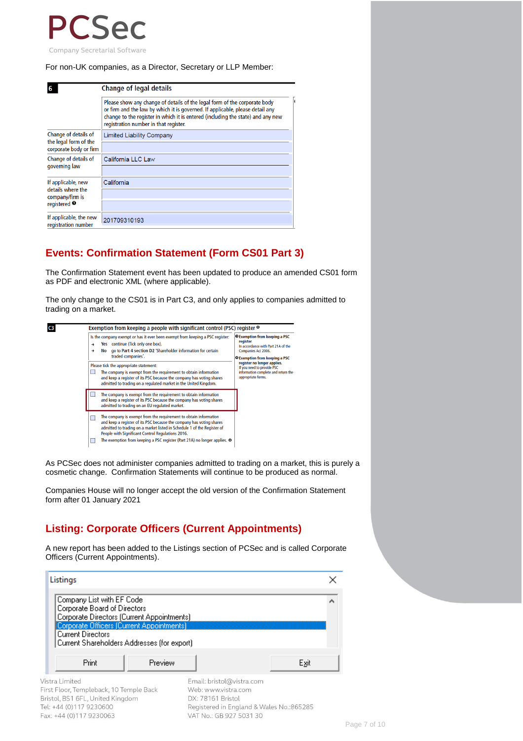PCSec

Company Secretarial Software

For non-UK companies, as a Director, Secretary or LLP Member:

| 6 | Change of legal details |
|---|---|
| | Please show any change of details of the legal form of the corporate body or firm and the law by which it is governed. If applicable, please detail any change to the register in which it is entered (including the state) and any new registration number in that register. |
| Change of details of the legal form of the corporate body or firm | Limited Liability Company |
| Change of details of governing law | California LLC Law |
| If applicable, new details where the company/firm is registered ❶ | California |
| If applicable, the new registration number | 201709310193 |

## Events: Confirmation Statement (Form CS01 Part 3)

The Confirmation Statement event has been updated to produce an amended CS01 form as PDF and electronic XML (where applicable).

The only change to the CS01 is in Part C3, and only applies to companies admitted to trading on a market.

**C3 Exemption from keeping a people with significant control (PSC) register ❸**

Is the company exempt or has it ever been exempt from keeping a PSC register:

- → Yes continue (Tick only one box).
- → No go to **Part 4 section D2** 'Shareholder information for certain traded companies'.

Please tick the appropriate statement:

- ☐ The company is exempt from the requirement to obtain information and keep a register of its PSC because the company has voting shares admitted to trading on a regulated market in the United Kingdom.
- ☐ The company is exempt from the requirement to obtain information and keep a register of its PSC because the company has voting shares admitted to trading on an EU regulated market.
- ☐ The company is exempt from the requirement to obtain information and keep a register of its PSC because the company has voting shares admitted to trading on a market listed in Schedule 1 of the Register of People with Significant Control Regulations 2016.
- ☐ The exemption from keeping a PSC register (Part 21A) no longer applies. ❹

❸ **Exemption from keeping a PSC register**
In accordance with Part 21A of the Companies Act 2006.

❹ **Exemption from keeping a PSC register no longer applies.**
If you need to provide PSC information complete and return the appropriate forms.

As PCSec does not administer companies admitted to trading on a market, this is purely a cosmetic change. Confirmation Statements will continue to be produced as normal.

Companies House will no longer accept the old version of the Confirmation Statement form after 01 January 2021

## Listing: Corporate Officers (Current Appointments)

A new report has been added to the Listings section of PCSec and is called Corporate Officers (Current Appointments).

**Listings**

- Company List with EF Code
- Corporate Board of Directors
- Corporate Directors (Current Appointments)
- Corporate Officers (Current Appointments)
- Current Directors
- Current Shareholders Addresses (for export)

Print | Preview | Exit

Vistra Limited
First Floor, Templeback, 10 Temple Back
Bristol, BS1 6FL, United Kingdom
Tel: +44 (0)117 9230600
Fax: +44 (0)117 9230063

Email: bristol@vistra.com
Web: www.vistra.com
DX: 78161 Bristol
Registered in England & Wales No.:865285
VAT No.: GB 927 5031 30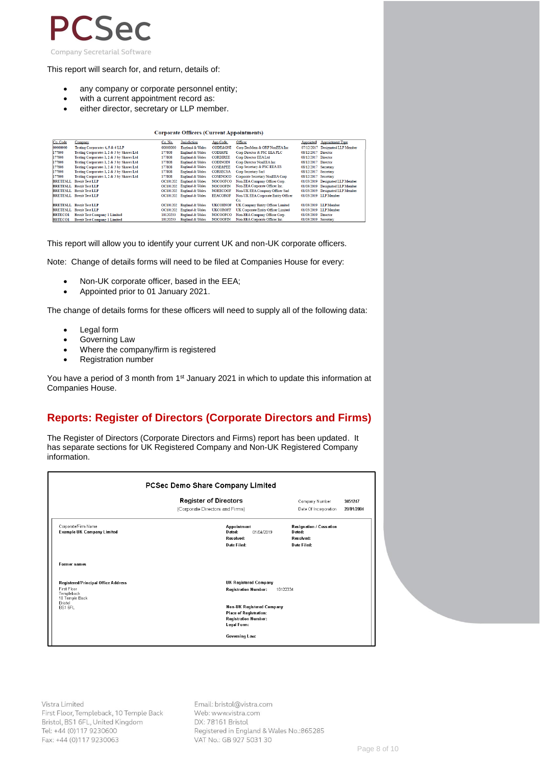This report will search for, and return, details of:

- any company or corporate personnel entity;
- with a current appointment record as:
- either director, secretary or LLP member.

**Corporate Officers (Current Appointments)**

| Co. Code | Company | Co. No. | Jurisdiction | App Code | Officer | Appointed | Appointment Type |
|---|---|---|---|---|---|---|---|
| 00000000 | Testing Corporates 4, 5 & 6 LLP | 00000000 | England & Wales | CODE&ONI | Corp DesMem & ORP NonEEA Inc | 07/12/2017 | Designated LLP Member |
| 177808 | Testing Corporates 1, 2 & 3 by Shares Ltd | 177808 | England & Wales | CODIRPE | Corp Director & PSC EEA PLC | 08/12/2017 | Director |
| 177808 | Testing Corporates 1, 2 & 3 by Shares Ltd | 177808 | England & Wales | CORDIREE | Corp Director EEA Ltd | 08/12/2017 | Director |
| 177808 | Testing Corporates 1, 2 & 3 by Shares Ltd | 177808 | England & Wales | CODINON | Corp Director NonEEA Inc | 08/12/2017 | Director |
| 177808 | Testing Corporates 1, 2 & 3 by Shares Ltd | 177808 | England & Wales | COSE&PEE | Corp Secretary & PSC EEA ES | 08/12/2017 | Secretary |
| 177808 | Testing Corporates 1, 2 & 3 by Shares Ltd | 177808 | England & Wales | CORSECSA | Corp Secretary Sarl | 08/12/2017 | Secretary |
| 177808 | Testing Corporates 1, 2 & 3 by Shares Ltd | 177808 | England & Wales | COSENOCO | Corporate Secretary NonEEA Corp | 08/12/2017 | Secretary |
| BRETESLL | Brexit Test LLP | OC101202 | England & Wales | NOCOOFCO | Non-EEA Company Officer Corp. | 01/03/2019 | Designated LLP Member |
| BRETESLL | Brexit Test LLP | OC101202 | England & Wales | NOCOOFIN | Non-EEA Corporate Officer Inc. | 01/03/2019 | Designated LLP Member |
| BRETESLL | Brexit Test LLP | OC101202 | England & Wales | NOEECOOF | Non-UK EEA Company Officer Sarl | 01/03/2019 | Designated LLP Member |
| BRETESLL | Brexit Test LLP | OC101202 | England & Wales | EEACOROF | Non-UK EEA Corporate Entity Officer Co. | 01/03/2019 | LLP Member |
| BRETESLL | Brexit Test LLP | OC101202 | England & Wales | UKCOENOF | UK Company Entity Officer Limited | 01/03/2019 | LLP Member |
| BRETESLL | Brexit Test LLP | OC101202 | England & Wales | UKCOROFF | UK Corporate Entity Officer Limited | 01/03/2019 | LLP Member |
| BRETCO1 | Brexit Test Company 1 Limited | 10120233 | England & Wales | NOCOOFCO | Non-EEA Company Officer Corp. | 01/03/2019 | Director |
| BRETCO1 | Brexit Test Company 1 Limited | 10120233 | England & Wales | NOCOOFIN | Non-EEA Corporate Officer Inc. | 01/03/2019 | Secretary |

This report will allow you to identify your current UK and non-UK corporate officers.

Note: Change of details forms will need to be filed at Companies House for every:

- Non-UK corporate officer, based in the EEA;
- Appointed prior to 01 January 2021.

The change of details forms for these officers will need to supply all of the following data:

- Legal form
- Governing Law
- Where the company/firm is registered
- Registration number

You have a period of 3 month from 1st January 2021 in which to update this information at Companies House.

## Reports: Register of Directors (Corporate Directors and Firms)

The Register of Directors (Corporate Directors and Firms) report has been updated. It has separate sections for UK Registered Company and Non-UK Registered Company information.

**PCSec Demo Share Company Limited**

**Register of Directors**
(Corporate Directors and Firms)

Company Number 3451247
Date Of Incorporation 20/01/2004

Corporate/Firm Name
**Example UK Company Limited**

**Appointment**
**Dated:** 01/04/2019
**Resolved:**
**Date Filed:**

**Resignation / Cessation**
**Dated:**
**Resolved:**
**Date Filed:**

**Former names**

**Registered/Principal Office Address**
First Floor
Templeback
10 Temple Back
Bristol
BS1 6FL

**UK Registered Company**
**Registration Number:** 10122334

**Non-UK Registered Company**
**Place of Registration:**
**Registration Number:**
**Legal Form:**

**Governing Law:**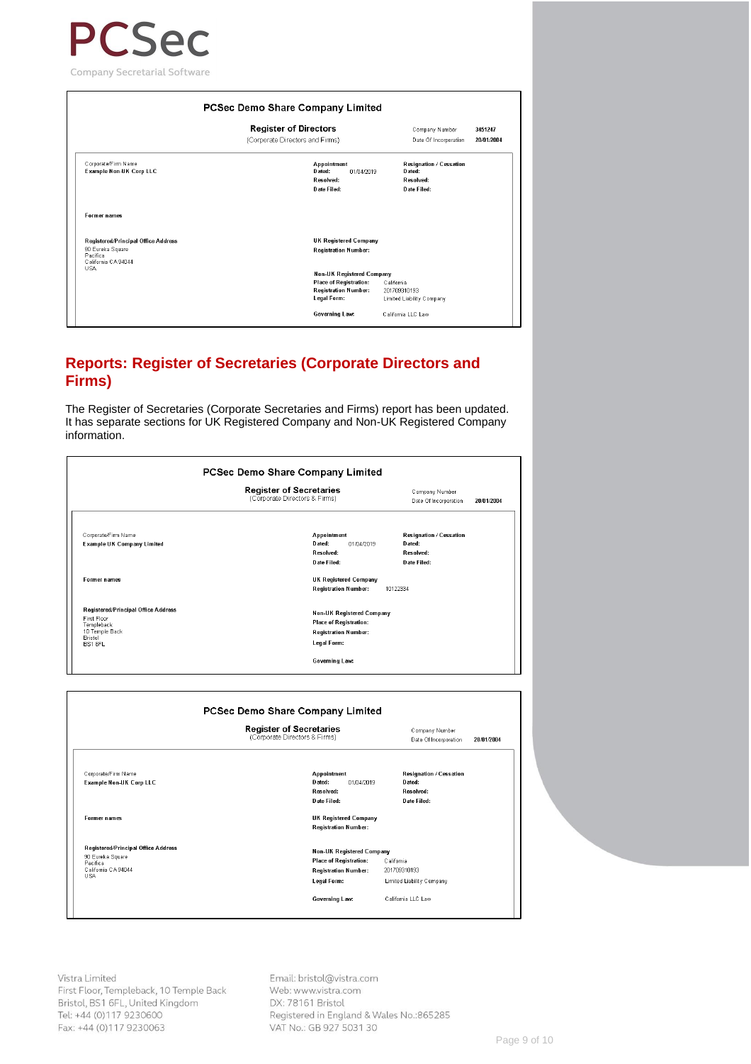PCSec

Company Secretarial Software

**PCSec Demo Share Company Limited**

**Register of Directors**
(Corporate Directors and Firms)

Company Number 3451247
Date Of Incorporation 20/01/2004

Corporate/Firm Name
**Example Non-UK Corp LLC**

**Appointment**
**Dated:** 01/04/2019
**Resolved:**
**Date Filed:**

**Resignation / Cessation**
**Dated:**
**Resolved:**
**Date Filed:**

**Former names**

**Registered/Principal Office Address**
90 Eureka Square
Pacifica
California CA 94044
USA

**UK Registered Company**
**Registration Number:**

**Non-UK Registered Company**
**Place of Registration:** California
**Registration Number:** 201709310193
**Legal Form:** Limited Liability Company

**Governing Law:** California LLC Law

## Reports: Register of Secretaries (Corporate Directors and Firms)

The Register of Secretaries (Corporate Secretaries and Firms) report has been updated. It has separate sections for UK Registered Company and Non-UK Registered Company information.

**PCSec Demo Share Company Limited**

**Register of Secretaries**
(Corporate Directors & Firms)

Company Number
Date Of Incorporation 20/01/2004

Corporate/Firm Name
**Example UK Company Limited**

**Appointment**
**Dated:** 01/04/2019
**Resolved:**
**Date Filed:**

**Resignation / Cessation**
**Dated:**
**Resolved:**
**Date Filed:**

**Former names**

**UK Registered Company**
**Registration Number:** 10122334

**Registered/Principal Office Address**
First Floor
Templeback
10 Temple Back
Bristol
BS1 6FL

**Non-UK Registered Company**
**Place of Registration:**
**Registration Number:**
**Legal Form:**

**Governing Law:**

**PCSec Demo Share Company Limited**

**Register of Secretaries**
(Corporate Directors & Firms)

Company Number
Date Of Incorporation 20/01/2004

Corporate/Firm Name
**Example Non-UK Corp LLC**

**Appointment**
**Dated:** 01/04/2019
**Resolved:**
**Date Filed:**

**Resignation / Cessation**
**Dated:**
**Resolved:**
**Date Filed:**

**Former names**

**UK Registered Company**
**Registration Number:**

**Registered/Principal Office Address**
90 Eureka Square
Pacifica
California CA 94044
USA

**Non-UK Registered Company**
**Place of Registration:** California
**Registration Number:** 201709310193
**Legal Form:** Limited Liability Company

**Governing Law:** California LLC Law

Vistra Limited
First Floor, Templeback, 10 Temple Back
Bristol, BS1 6FL, United Kingdom
Tel: +44 (0)117 9230600
Fax: +44 (0)117 9230063

Email: bristol@vistra.com
Web: www.vistra.com
DX: 78161 Bristol
Registered in England & Wales No.:865285
VAT No.: GB 927 5031 30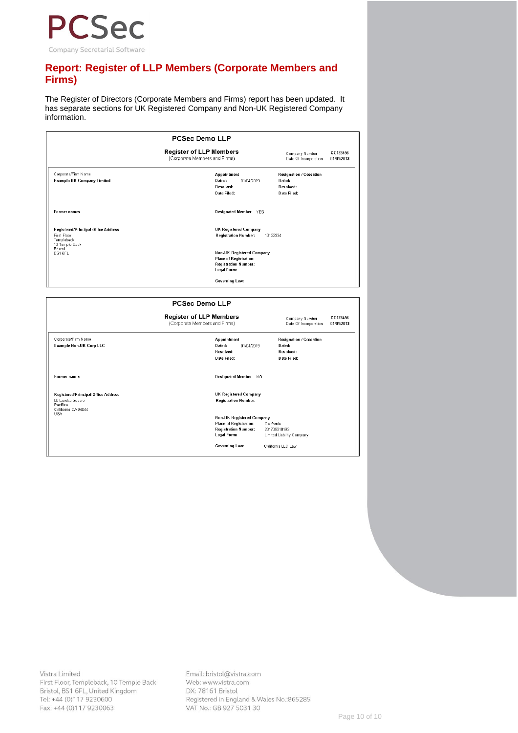PCSec

Company Secretarial Software

## Report: Register of LLP Members (Corporate Members and Firms)

The Register of Directors (Corporate Members and Firms) report has been updated. It has separate sections for UK Registered Company and Non-UK Registered Company information.

**PCSec Demo LLP**

**Register of LLP Members**
(Corporate Members and Firms)

Company Number: OC123456
Date Of Incorporation: 01/01/2013

| | | |
|---|---|---|
| Corporate/Firm Name<br>**Example UK Company Limited** | **Appointment**<br>**Dated:** 01/04/2019<br>**Resolved:**<br>**Date Filed:** | **Resignation / Cessation**<br>**Dated:**<br>**Resolved:**<br>**Date Filed:** |
| **Former names** | **Designated Member** YES | |
| **Registered/Principal Office Address**<br>First Floor<br>Templeback<br>10 Temple Back<br>Bristol<br>BS1 6FL | **UK Registered Company**<br>**Registration Number:** 10122334<br><br>**Non-UK Registered Company**<br>**Place of Registration:**<br>**Registration Number:**<br>**Legal Form:**<br><br>**Governing Law:** | |

**PCSec Demo LLP**

**Register of LLP Members**
(Corporate Members and Firms)

Company Number: OC123456
Date Of Incorporation: 01/01/2013

| | | |
|---|---|---|
| Corporate/Firm Name<br>**Example Non-UK Corp LLC** | **Appointment**<br>**Dated:** 01/04/2019<br>**Resolved:**<br>**Date Filed:** | **Resignation / Cessation**<br>**Dated:**<br>**Resolved:**<br>**Date Filed:** |
| **Former names** | **Designated Member** NO | |
| **Registered/Principal Office Address**<br>90 Eureka Square<br>Pacifica<br>California CA 94044<br>USA | **UK Registered Company**<br>**Registration Number:**<br><br>**Non-UK Registered Company**<br>**Place of Registration:** California<br>**Registration Number:** 201709310193<br>**Legal Form:** Limited Liability Company<br><br>**Governing Law:** California LLC Law | |

Vistra Limited
First Floor, Templeback, 10 Temple Back
Bristol, BS1 6FL, United Kingdom
Tel: +44 (0)117 9230600
Fax: +44 (0)117 9230063

Email: bristol@vistra.com
Web: www.vistra.com
DX: 78161 Bristol
Registered in England & Wales No.:865285
VAT No.: GB 927 5031 30